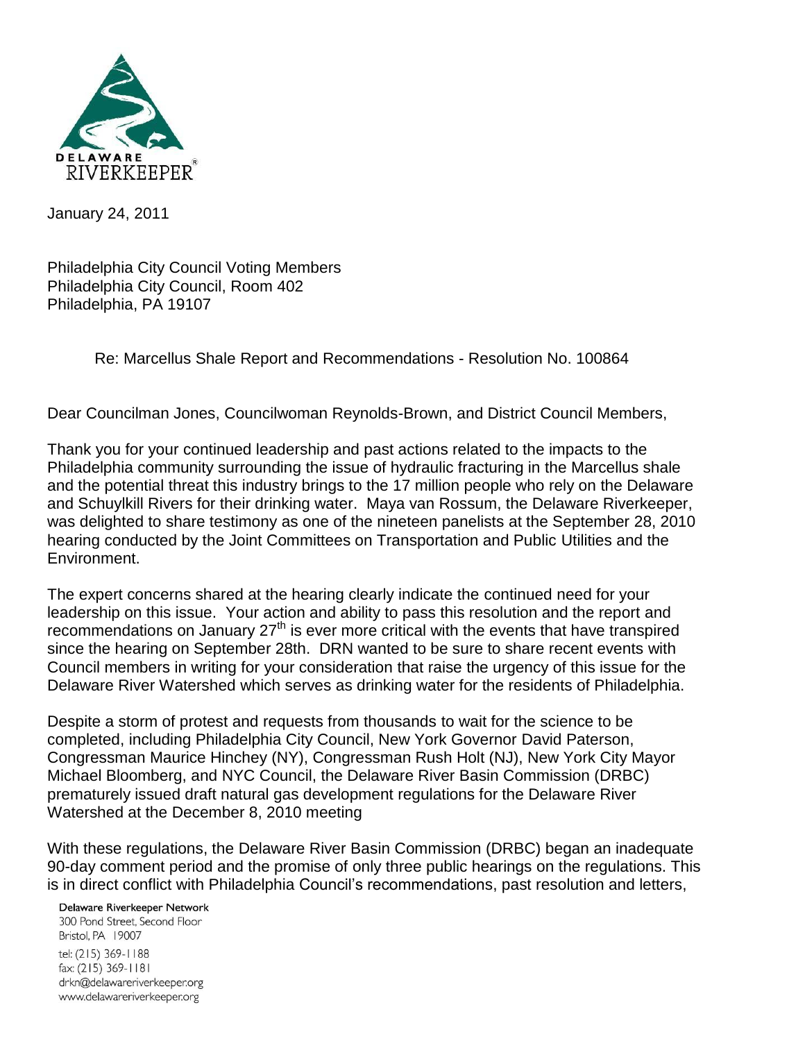DELAWARE RIVERKEEPER®

January 24, 2011

Philadelphia City Council Voting Members
Philadelphia City Council, Room 402
Philadelphia, PA 19107

Re: Marcellus Shale Report and Recommendations - Resolution No. 100864

Dear Councilman Jones, Councilwoman Reynolds-Brown, and District Council Members,

Thank you for your continued leadership and past actions related to the impacts to the Philadelphia community surrounding the issue of hydraulic fracturing in the Marcellus shale and the potential threat this industry brings to the 17 million people who rely on the Delaware and Schuylkill Rivers for their drinking water. Maya van Rossum, the Delaware Riverkeeper, was delighted to share testimony as one of the nineteen panelists at the September 28, 2010 hearing conducted by the Joint Committees on Transportation and Public Utilities and the Environment.

The expert concerns shared at the hearing clearly indicate the continued need for your leadership on this issue. Your action and ability to pass this resolution and the report and recommendations on January 27th is ever more critical with the events that have transpired since the hearing on September 28th. DRN wanted to be sure to share recent events with Council members in writing for your consideration that raise the urgency of this issue for the Delaware River Watershed which serves as drinking water for the residents of Philadelphia.

Despite a storm of protest and requests from thousands to wait for the science to be completed, including Philadelphia City Council, New York Governor David Paterson, Congressman Maurice Hinchey (NY), Congressman Rush Holt (NJ), New York City Mayor Michael Bloomberg, and NYC Council, the Delaware River Basin Commission (DRBC) prematurely issued draft natural gas development regulations for the Delaware River Watershed at the December 8, 2010 meeting

With these regulations, the Delaware River Basin Commission (DRBC) began an inadequate 90-day comment period and the promise of only three public hearings on the regulations. This is in direct conflict with Philadelphia Council's recommendations, past resolution and letters,

Delaware Riverkeeper Network
300 Pond Street, Second Floor
Bristol, PA 19007
tel: (215) 369-1188
fax: (215) 369-1181
drkn@delawareriverkeeper.org
www.delawareriverkeeper.org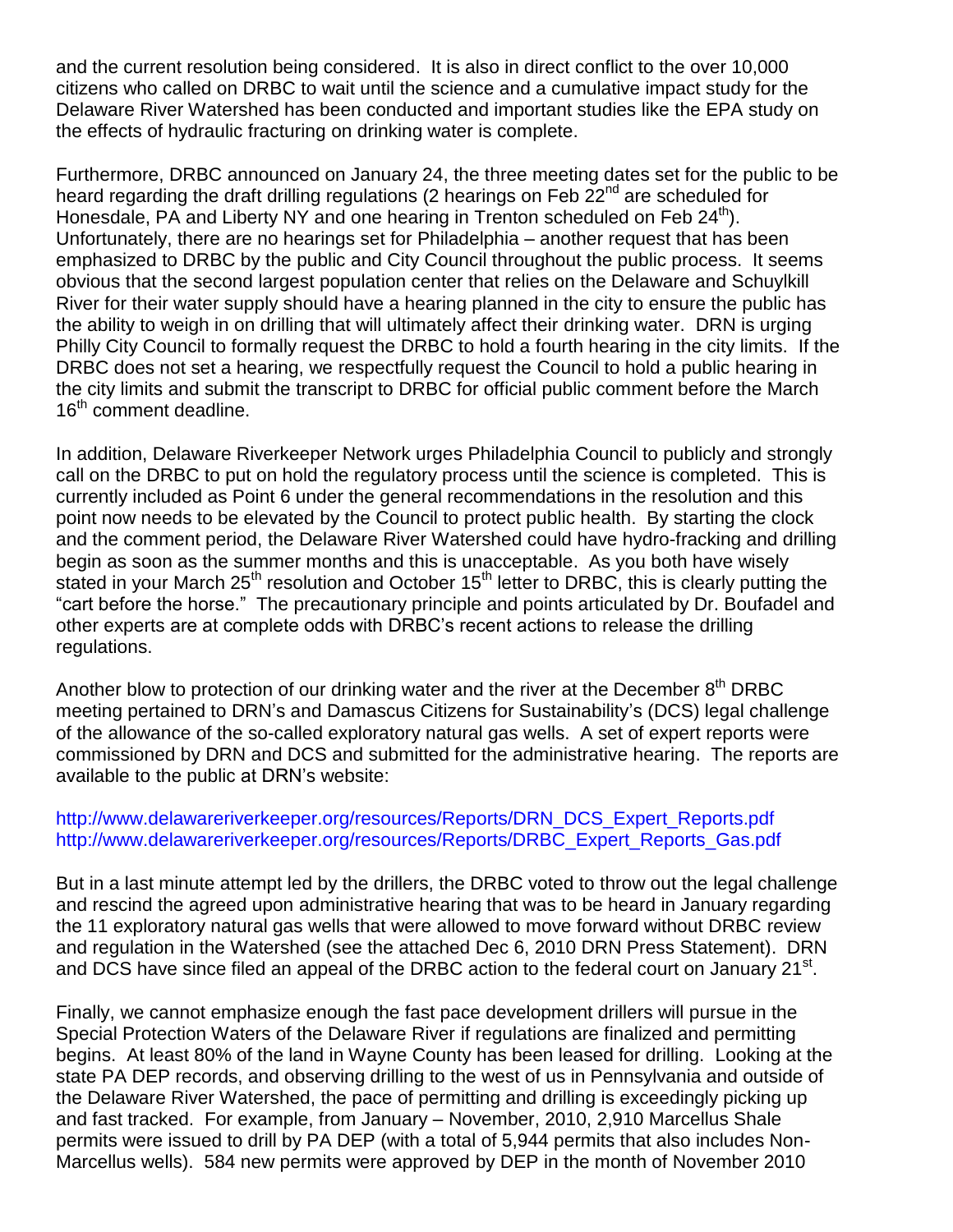and the current resolution being considered. It is also in direct conflict to the over 10,000 citizens who called on DRBC to wait until the science and a cumulative impact study for the Delaware River Watershed has been conducted and important studies like the EPA study on the effects of hydraulic fracturing on drinking water is complete.

Furthermore, DRBC announced on January 24, the three meeting dates set for the public to be heard regarding the draft drilling regulations (2 hearings on Feb 22nd are scheduled for Honesdale, PA and Liberty NY and one hearing in Trenton scheduled on Feb 24th). Unfortunately, there are no hearings set for Philadelphia – another request that has been emphasized to DRBC by the public and City Council throughout the public process. It seems obvious that the second largest population center that relies on the Delaware and Schuylkill River for their water supply should have a hearing planned in the city to ensure the public has the ability to weigh in on drilling that will ultimately affect their drinking water. DRN is urging Philly City Council to formally request the DRBC to hold a fourth hearing in the city limits. If the DRBC does not set a hearing, we respectfully request the Council to hold a public hearing in the city limits and submit the transcript to DRBC for official public comment before the March 16th comment deadline.

In addition, Delaware Riverkeeper Network urges Philadelphia Council to publicly and strongly call on the DRBC to put on hold the regulatory process until the science is completed. This is currently included as Point 6 under the general recommendations in the resolution and this point now needs to be elevated by the Council to protect public health. By starting the clock and the comment period, the Delaware River Watershed could have hydro-fracking and drilling begin as soon as the summer months and this is unacceptable. As you both have wisely stated in your March 25th resolution and October 15th letter to DRBC, this is clearly putting the "cart before the horse." The precautionary principle and points articulated by Dr. Boufadel and other experts are at complete odds with DRBC's recent actions to release the drilling regulations.

Another blow to protection of our drinking water and the river at the December 8th DRBC meeting pertained to DRN's and Damascus Citizens for Sustainability's (DCS) legal challenge of the allowance of the so-called exploratory natural gas wells. A set of expert reports were commissioned by DRN and DCS and submitted for the administrative hearing. The reports are available to the public at DRN's website:

http://www.delawareriverkeeper.org/resources/Reports/DRN_DCS_Expert_Reports.pdf
http://www.delawareriverkeeper.org/resources/Reports/DRBC_Expert_Reports_Gas.pdf

But in a last minute attempt led by the drillers, the DRBC voted to throw out the legal challenge and rescind the agreed upon administrative hearing that was to be heard in January regarding the 11 exploratory natural gas wells that were allowed to move forward without DRBC review and regulation in the Watershed (see the attached Dec 6, 2010 DRN Press Statement). DRN and DCS have since filed an appeal of the DRBC action to the federal court on January 21st.

Finally, we cannot emphasize enough the fast pace development drillers will pursue in the Special Protection Waters of the Delaware River if regulations are finalized and permitting begins. At least 80% of the land in Wayne County has been leased for drilling. Looking at the state PA DEP records, and observing drilling to the west of us in Pennsylvania and outside of the Delaware River Watershed, the pace of permitting and drilling is exceedingly picking up and fast tracked. For example, from January – November, 2010, 2,910 Marcellus Shale permits were issued to drill by PA DEP (with a total of 5,944 permits that also includes Non-Marcellus wells). 584 new permits were approved by DEP in the month of November 2010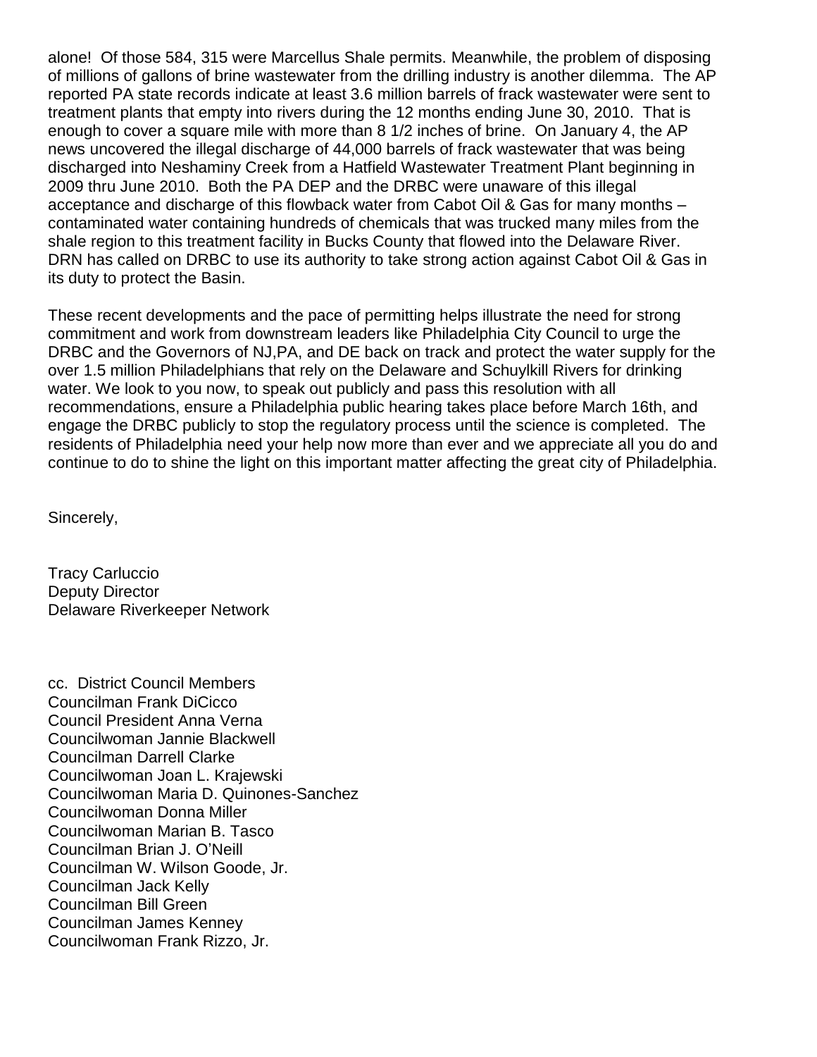alone! Of those 584, 315 were Marcellus Shale permits. Meanwhile, the problem of disposing of millions of gallons of brine wastewater from the drilling industry is another dilemma. The AP reported PA state records indicate at least 3.6 million barrels of frack wastewater were sent to treatment plants that empty into rivers during the 12 months ending June 30, 2010. That is enough to cover a square mile with more than 8 1/2 inches of brine. On January 4, the AP news uncovered the illegal discharge of 44,000 barrels of frack wastewater that was being discharged into Neshaminy Creek from a Hatfield Wastewater Treatment Plant beginning in 2009 thru June 2010. Both the PA DEP and the DRBC were unaware of this illegal acceptance and discharge of this flowback water from Cabot Oil & Gas for many months – contaminated water containing hundreds of chemicals that was trucked many miles from the shale region to this treatment facility in Bucks County that flowed into the Delaware River. DRN has called on DRBC to use its authority to take strong action against Cabot Oil & Gas in its duty to protect the Basin.

These recent developments and the pace of permitting helps illustrate the need for strong commitment and work from downstream leaders like Philadelphia City Council to urge the DRBC and the Governors of NJ,PA, and DE back on track and protect the water supply for the over 1.5 million Philadelphians that rely on the Delaware and Schuylkill Rivers for drinking water. We look to you now, to speak out publicly and pass this resolution with all recommendations, ensure a Philadelphia public hearing takes place before March 16th, and engage the DRBC publicly to stop the regulatory process until the science is completed. The residents of Philadelphia need your help now more than ever and we appreciate all you do and continue to do to shine the light on this important matter affecting the great city of Philadelphia.

Sincerely,

Tracy Carluccio
Deputy Director
Delaware Riverkeeper Network

cc. District Council Members
Councilman Frank DiCicco
Council President Anna Verna
Councilwoman Jannie Blackwell
Councilman Darrell Clarke
Councilwoman Joan L. Krajewski
Councilwoman Maria D. Quinones-Sanchez
Councilwoman Donna Miller
Councilwoman Marian B. Tasco
Councilman Brian J. O'Neill
Councilman W. Wilson Goode, Jr.
Councilman Jack Kelly
Councilman Bill Green
Councilman James Kenney
Councilwoman Frank Rizzo, Jr.